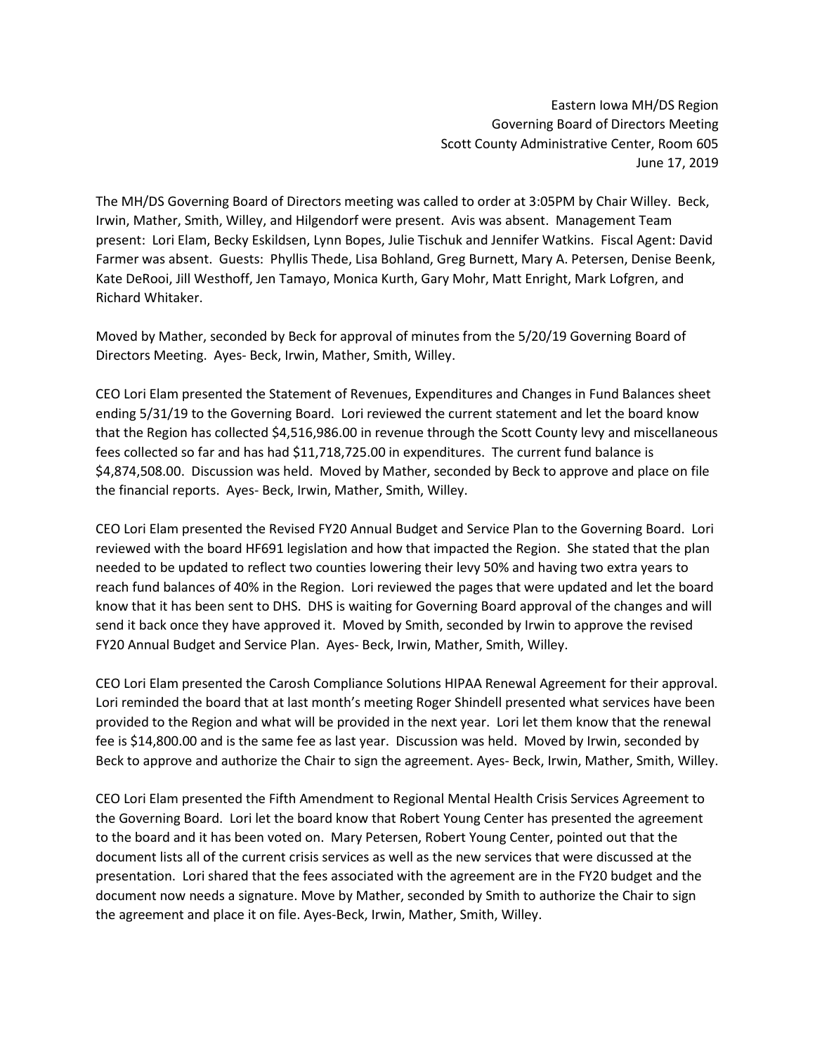Eastern Iowa MH/DS Region
Governing Board of Directors Meeting
Scott County Administrative Center, Room 605
June 17, 2019

The MH/DS Governing Board of Directors meeting was called to order at 3:05PM by Chair Willey. Beck, Irwin, Mather, Smith, Willey, and Hilgendorf were present. Avis was absent. Management Team present: Lori Elam, Becky Eskildsen, Lynn Bopes, Julie Tischuk and Jennifer Watkins. Fiscal Agent: David Farmer was absent. Guests: Phyllis Thede, Lisa Bohland, Greg Burnett, Mary A. Petersen, Denise Beenk, Kate DeRooi, Jill Westhoff, Jen Tamayo, Monica Kurth, Gary Mohr, Matt Enright, Mark Lofgren, and Richard Whitaker.

Moved by Mather, seconded by Beck for approval of minutes from the 5/20/19 Governing Board of Directors Meeting. Ayes- Beck, Irwin, Mather, Smith, Willey.

CEO Lori Elam presented the Statement of Revenues, Expenditures and Changes in Fund Balances sheet ending 5/31/19 to the Governing Board. Lori reviewed the current statement and let the board know that the Region has collected $4,516,986.00 in revenue through the Scott County levy and miscellaneous fees collected so far and has had $11,718,725.00 in expenditures. The current fund balance is $4,874,508.00. Discussion was held. Moved by Mather, seconded by Beck to approve and place on file the financial reports. Ayes- Beck, Irwin, Mather, Smith, Willey.

CEO Lori Elam presented the Revised FY20 Annual Budget and Service Plan to the Governing Board. Lori reviewed with the board HF691 legislation and how that impacted the Region. She stated that the plan needed to be updated to reflect two counties lowering their levy 50% and having two extra years to reach fund balances of 40% in the Region. Lori reviewed the pages that were updated and let the board know that it has been sent to DHS. DHS is waiting for Governing Board approval of the changes and will send it back once they have approved it. Moved by Smith, seconded by Irwin to approve the revised FY20 Annual Budget and Service Plan. Ayes- Beck, Irwin, Mather, Smith, Willey.

CEO Lori Elam presented the Carosh Compliance Solutions HIPAA Renewal Agreement for their approval. Lori reminded the board that at last month's meeting Roger Shindell presented what services have been provided to the Region and what will be provided in the next year. Lori let them know that the renewal fee is $14,800.00 and is the same fee as last year. Discussion was held. Moved by Irwin, seconded by Beck to approve and authorize the Chair to sign the agreement. Ayes- Beck, Irwin, Mather, Smith, Willey.

CEO Lori Elam presented the Fifth Amendment to Regional Mental Health Crisis Services Agreement to the Governing Board. Lori let the board know that Robert Young Center has presented the agreement to the board and it has been voted on. Mary Petersen, Robert Young Center, pointed out that the document lists all of the current crisis services as well as the new services that were discussed at the presentation. Lori shared that the fees associated with the agreement are in the FY20 budget and the document now needs a signature. Move by Mather, seconded by Smith to authorize the Chair to sign the agreement and place it on file. Ayes-Beck, Irwin, Mather, Smith, Willey.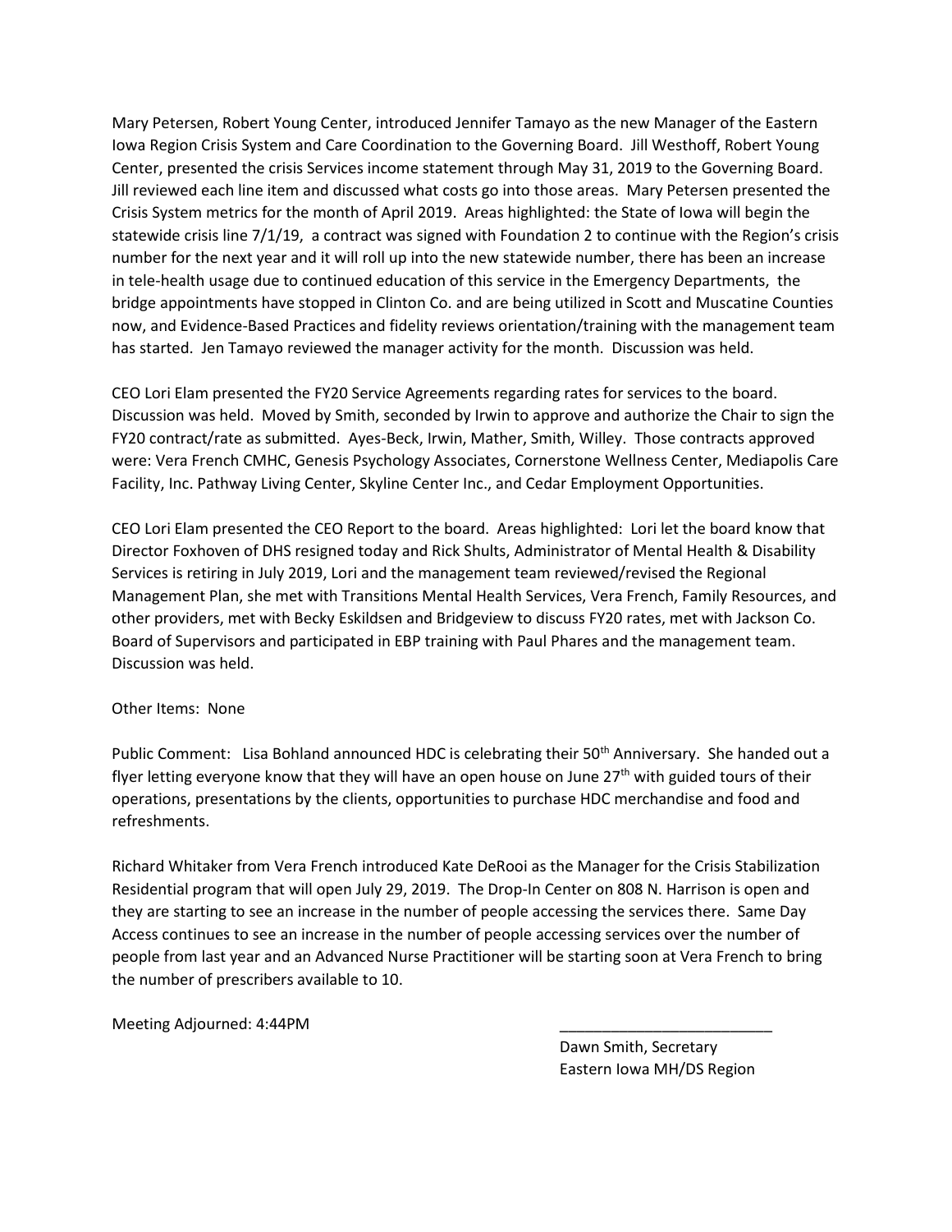Mary Petersen, Robert Young Center, introduced Jennifer Tamayo as the new Manager of the Eastern Iowa Region Crisis System and Care Coordination to the Governing Board. Jill Westhoff, Robert Young Center, presented the crisis Services income statement through May 31, 2019 to the Governing Board. Jill reviewed each line item and discussed what costs go into those areas. Mary Petersen presented the Crisis System metrics for the month of April 2019. Areas highlighted: the State of Iowa will begin the statewide crisis line 7/1/19, a contract was signed with Foundation 2 to continue with the Region's crisis number for the next year and it will roll up into the new statewide number, there has been an increase in tele-health usage due to continued education of this service in the Emergency Departments, the bridge appointments have stopped in Clinton Co. and are being utilized in Scott and Muscatine Counties now, and Evidence-Based Practices and fidelity reviews orientation/training with the management team has started. Jen Tamayo reviewed the manager activity for the month. Discussion was held.

CEO Lori Elam presented the FY20 Service Agreements regarding rates for services to the board. Discussion was held. Moved by Smith, seconded by Irwin to approve and authorize the Chair to sign the FY20 contract/rate as submitted. Ayes-Beck, Irwin, Mather, Smith, Willey. Those contracts approved were: Vera French CMHC, Genesis Psychology Associates, Cornerstone Wellness Center, Mediapolis Care Facility, Inc. Pathway Living Center, Skyline Center Inc., and Cedar Employment Opportunities.

CEO Lori Elam presented the CEO Report to the board. Areas highlighted: Lori let the board know that Director Foxhoven of DHS resigned today and Rick Shults, Administrator of Mental Health & Disability Services is retiring in July 2019, Lori and the management team reviewed/revised the Regional Management Plan, she met with Transitions Mental Health Services, Vera French, Family Resources, and other providers, met with Becky Eskildsen and Bridgeview to discuss FY20 rates, met with Jackson Co. Board of Supervisors and participated in EBP training with Paul Phares and the management team. Discussion was held.

Other Items: None

Public Comment: Lisa Bohland announced HDC is celebrating their 50th Anniversary. She handed out a flyer letting everyone know that they will have an open house on June 27th with guided tours of their operations, presentations by the clients, opportunities to purchase HDC merchandise and food and refreshments.

Richard Whitaker from Vera French introduced Kate DeRooi as the Manager for the Crisis Stabilization Residential program that will open July 29, 2019. The Drop-In Center on 808 N. Harrison is open and they are starting to see an increase in the number of people accessing the services there. Same Day Access continues to see an increase in the number of people accessing services over the number of people from last year and an Advanced Nurse Practitioner will be starting soon at Vera French to bring the number of prescribers available to 10.

Meeting Adjourned: 4:44PM

\_\_\_\_\_\_\_\_\_\_\_\_\_\_\_\_\_\_\_\_\_\_\_\_\_\_

Dawn Smith, Secretary
Eastern Iowa MH/DS Region